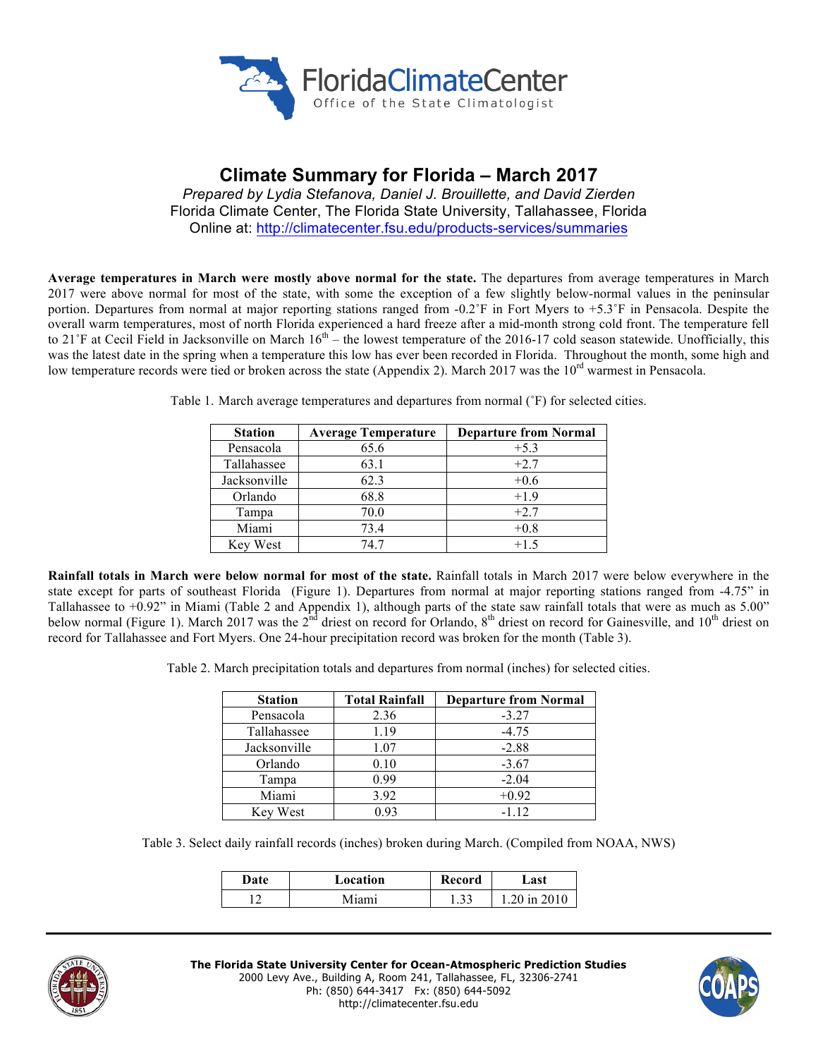FloridaClimateCenter

Office of the State Climatologist

# Climate Summary for Florida – March 2017

*Prepared by Lydia Stefanova, Daniel J. Brouillette, and David Zierden*

Florida Climate Center, The Florida State University, Tallahassee, Florida

Online at: http://climatecenter.fsu.edu/products-services/summaries

**Average temperatures in March were mostly above normal for the state.** The departures from average temperatures in March 2017 were above normal for most of the state, with some the exception of a few slightly below-normal values in the peninsular portion. Departures from normal at major reporting stations ranged from -0.2˚F in Fort Myers to +5.3˚F in Pensacola. Despite the overall warm temperatures, most of north Florida experienced a hard freeze after a mid-month strong cold front. The temperature fell to 21˚F at Cecil Field in Jacksonville on March 16th – the lowest temperature of the 2016-17 cold season statewide. Unofficially, this was the latest date in the spring when a temperature this low has ever been recorded in Florida. Throughout the month, some high and low temperature records were tied or broken across the state (Appendix 2). March 2017 was the 10rd warmest in Pensacola.

Table 1. March average temperatures and departures from normal (˚F) for selected cities.

| Station | Average Temperature | Departure from Normal |
|---|---|---|
| Pensacola | 65.6 | +5.3 |
| Tallahassee | 63.1 | +2.7 |
| Jacksonville | 62.3 | +0.6 |
| Orlando | 68.8 | +1.9 |
| Tampa | 70.0 | +2.7 |
| Miami | 73.4 | +0.8 |
| Key West | 74.7 | +1.5 |

**Rainfall totals in March were below normal for most of the state.** Rainfall totals in March 2017 were below everywhere in the state except for parts of southeast Florida (Figure 1). Departures from normal at major reporting stations ranged from -4.75" in Tallahassee to +0.92" in Miami (Table 2 and Appendix 1), although parts of the state saw rainfall totals that were as much as 5.00" below normal (Figure 1). March 2017 was the 2nd driest on record for Orlando, 8th driest on record for Gainesville, and 10th driest on record for Tallahassee and Fort Myers. One 24-hour precipitation record was broken for the month (Table 3).

Table 2. March precipitation totals and departures from normal (inches) for selected cities.

| Station | Total Rainfall | Departure from Normal |
|---|---|---|
| Pensacola | 2.36 | -3.27 |
| Tallahassee | 1.19 | -4.75 |
| Jacksonville | 1.07 | -2.88 |
| Orlando | 0.10 | -3.67 |
| Tampa | 0.99 | -2.04 |
| Miami | 3.92 | +0.92 |
| Key West | 0.93 | -1.12 |

Table 3. Select daily rainfall records (inches) broken during March. (Compiled from NOAA, NWS)

| Date | Location | Record | Last |
|---|---|---|---|
| 12 | Miami | 1.33 | 1.20 in 2010 |

The Florida State University Center for Ocean-Atmospheric Prediction Studies
2000 Levy Ave., Building A, Room 241, Tallahassee, FL, 32306-2741
Ph: (850) 644-3417 Fx: (850) 644-5092
http://climatecenter.fsu.edu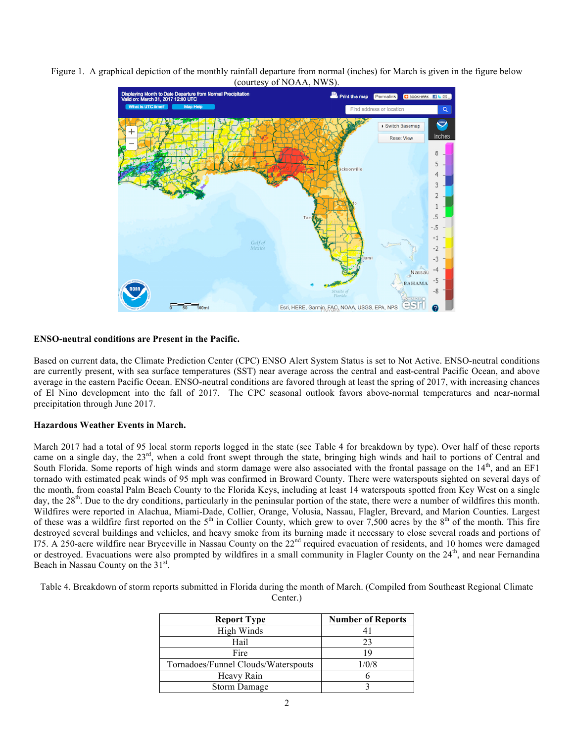Figure 1. A graphical depiction of the monthly rainfall departure from normal (inches) for March is given in the figure below (courtesy of NOAA, NWS).

**ENSO-neutral conditions are Present in the Pacific.**

Based on current data, the Climate Prediction Center (CPC) ENSO Alert System Status is set to Not Active. ENSO-neutral conditions are currently present, with sea surface temperatures (SST) near average across the central and east-central Pacific Ocean, and above average in the eastern Pacific Ocean. ENSO-neutral conditions are favored through at least the spring of 2017, with increasing chances of El Nino development into the fall of 2017. The CPC seasonal outlook favors above-normal temperatures and near-normal precipitation through June 2017.

**Hazardous Weather Events in March.**

March 2017 had a total of 95 local storm reports logged in the state (see Table 4 for breakdown by type). Over half of these reports came on a single day, the 23rd, when a cold front swept through the state, bringing high winds and hail to portions of Central and South Florida. Some reports of high winds and storm damage were also associated with the frontal passage on the 14th, and an EF1 tornado with estimated peak winds of 95 mph was confirmed in Broward County. There were waterspouts sighted on several days of the month, from coastal Palm Beach County to the Florida Keys, including at least 14 waterspouts spotted from Key West on a single day, the 28th. Due to the dry conditions, particularly in the peninsular portion of the state, there were a number of wildfires this month. Wildfires were reported in Alachua, Miami-Dade, Collier, Orange, Volusia, Nassau, Flagler, Brevard, and Marion Counties. Largest of these was a wildfire first reported on the 5th in Collier County, which grew to over 7,500 acres by the 8th of the month. This fire destroyed several buildings and vehicles, and heavy smoke from its burning made it necessary to close several roads and portions of I75. A 250-acre wildfire near Bryceville in Nassau County on the 22nd required evacuation of residents, and 10 homes were damaged or destroyed. Evacuations were also prompted by wildfires in a small community in Flagler County on the 24th, and near Fernandina Beach in Nassau County on the 31st.

Table 4. Breakdown of storm reports submitted in Florida during the month of March. (Compiled from Southeast Regional Climate Center.)

| Report Type | Number of Reports |
|---|---|
| High Winds | 41 |
| Hail | 23 |
| Fire | 19 |
| Tornadoes/Funnel Clouds/Waterspouts | 1/0/8 |
| Heavy Rain | 6 |
| Storm Damage | 3 |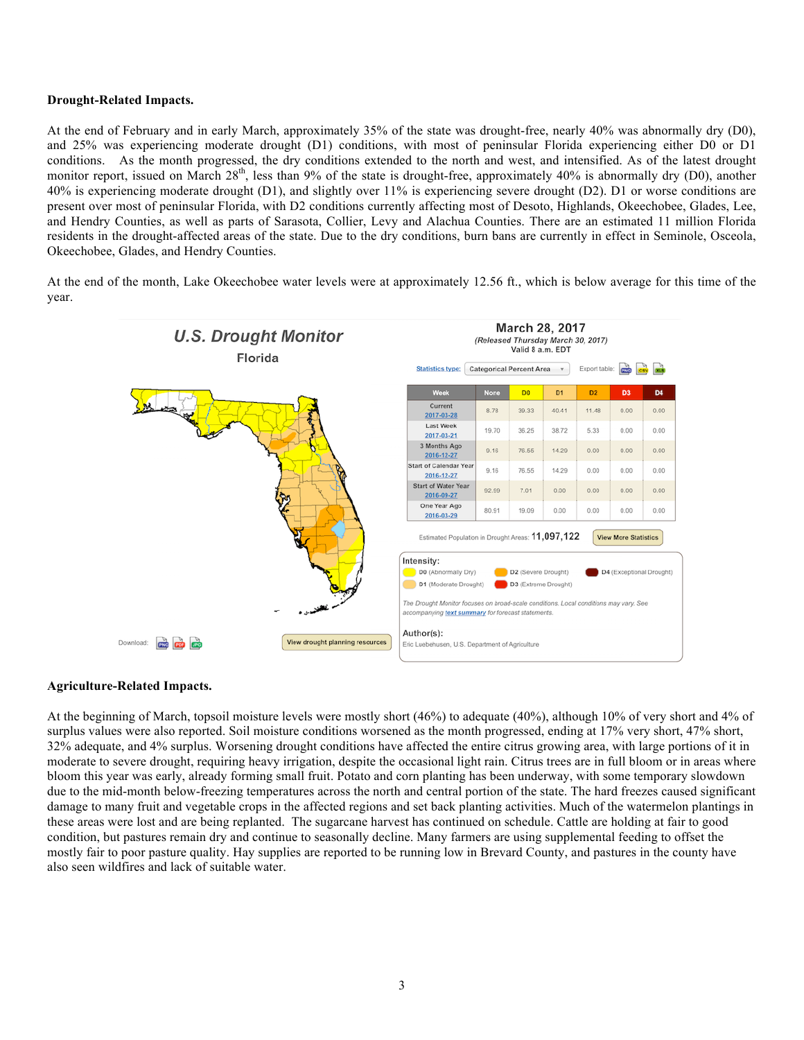**Drought-Related Impacts.**

At the end of February and in early March, approximately 35% of the state was drought-free, nearly 40% was abnormally dry (D0), and 25% was experiencing moderate drought (D1) conditions, with most of peninsular Florida experiencing either D0 or D1 conditions. As the month progressed, the dry conditions extended to the north and west, and intensified. As of the latest drought monitor report, issued on March 28th, less than 9% of the state is drought-free, approximately 40% is abnormally dry (D0), another 40% is experiencing moderate drought (D1), and slightly over 11% is experiencing severe drought (D2). D1 or worse conditions are present over most of peninsular Florida, with D2 conditions currently affecting most of Desoto, Highlands, Okeechobee, Glades, Lee, and Hendry Counties, as well as parts of Sarasota, Collier, Levy and Alachua Counties. There are an estimated 11 million Florida residents in the drought-affected areas of the state. Due to the dry conditions, burn bans are currently in effect in Seminole, Osceola, Okeechobee, Glades, and Hendry Counties.

At the end of the month, Lake Okeechobee water levels were at approximately 12.56 ft., which is below average for this time of the year.

**U.S. Drought Monitor**
Florida

**March 28, 2017**
(Released Thursday March 30, 2017)
Valid 8 a.m. EDT

Statistics type: Categorical Percent Area

| Week | None | D0 | D1 | D2 | D3 | D4 |
|---|---|---|---|---|---|---|
| Current 2017-03-28 | 8.78 | 39.33 | 40.41 | 11.48 | 0.00 | 0.00 |
| Last Week 2017-03-21 | 19.70 | 36.25 | 38.72 | 5.33 | 0.00 | 0.00 |
| 3 Months Ago 2016-12-27 | 9.16 | 76.55 | 14.29 | 0.00 | 0.00 | 0.00 |
| Start of Calendar Year 2016-12-27 | 9.16 | 76.55 | 14.29 | 0.00 | 0.00 | 0.00 |
| Start of Water Year 2016-09-27 | 92.99 | 7.01 | 0.00 | 0.00 | 0.00 | 0.00 |
| One Year Ago 2016-03-29 | 80.91 | 19.09 | 0.00 | 0.00 | 0.00 | 0.00 |

Estimated Population in Drought Areas: 11,097,122

Intensity: D0 (Abnormally Dry), D1 (Moderate Drought), D2 (Severe Drought), D3 (Extreme Drought), D4 (Exceptional Drought)

*The Drought Monitor focuses on broad-scale conditions. Local conditions may vary. See accompanying text summary for forecast statements.*

Author(s):
Eric Luebehusen, U.S. Department of Agriculture

**Agriculture-Related Impacts.**

At the beginning of March, topsoil moisture levels were mostly short (46%) to adequate (40%), although 10% of very short and 4% of surplus values were also reported. Soil moisture conditions worsened as the month progressed, ending at 17% very short, 47% short, 32% adequate, and 4% surplus. Worsening drought conditions have affected the entire citrus growing area, with large portions of it in moderate to severe drought, requiring heavy irrigation, despite the occasional light rain. Citrus trees are in full bloom or in areas where bloom this year was early, already forming small fruit. Potato and corn planting has been underway, with some temporary slowdown due to the mid-month below-freezing temperatures across the north and central portion of the state. The hard freezes caused significant damage to many fruit and vegetable crops in the affected regions and set back planting activities. Much of the watermelon plantings in these areas were lost and are being replanted. The sugarcane harvest has continued on schedule. Cattle are holding at fair to good condition, but pastures remain dry and continue to seasonally decline. Many farmers are using supplemental feeding to offset the mostly fair to poor pasture quality. Hay supplies are reported to be running low in Brevard County, and pastures in the county have also seen wildfires and lack of suitable water.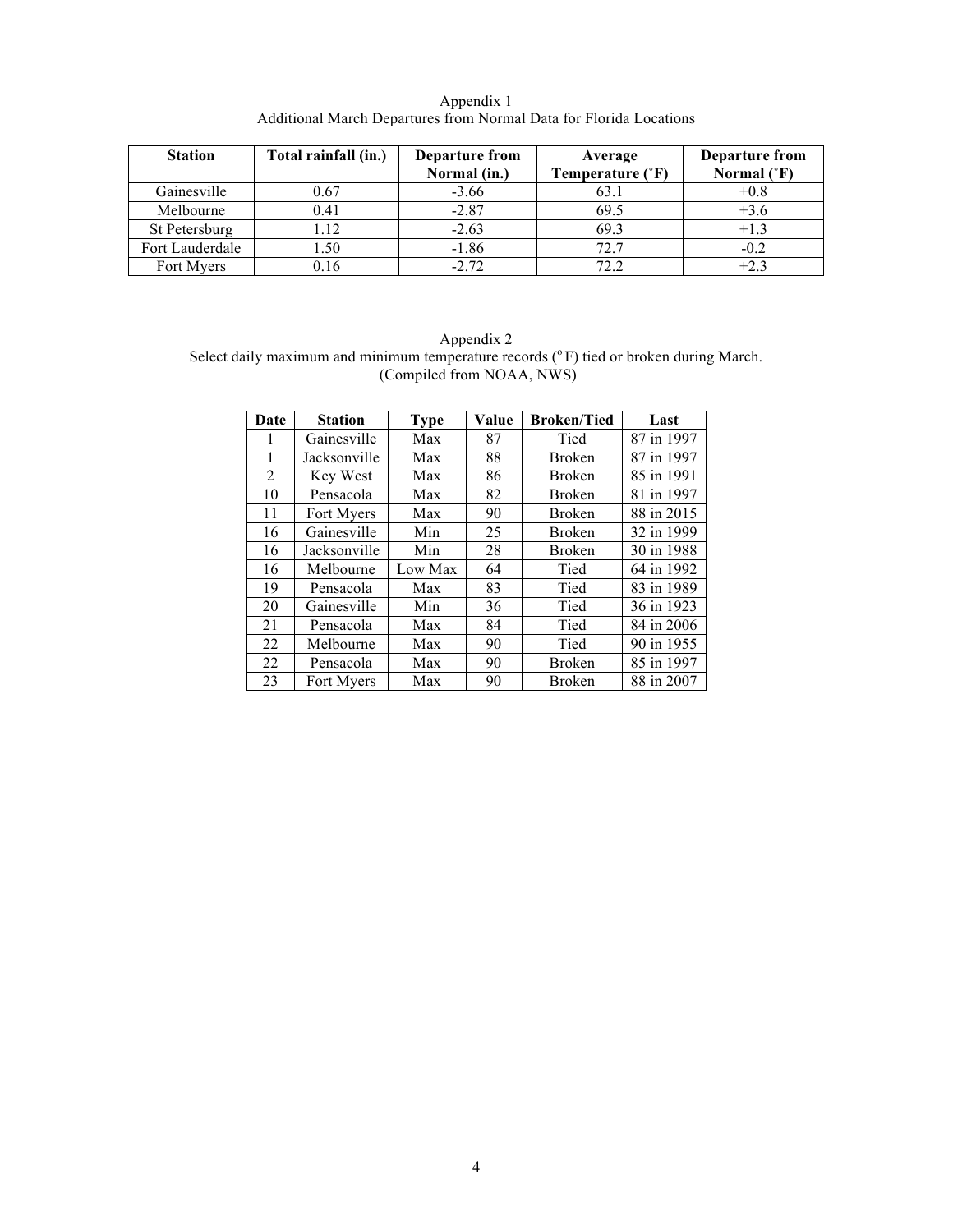Appendix 1

Additional March Departures from Normal Data for Florida Locations

| Station | Total rainfall (in.) | Departure from Normal (in.) | Average Temperature (˚F) | Departure from Normal (˚F) |
|---|---|---|---|---|
| Gainesville | 0.67 | -3.66 | 63.1 | +0.8 |
| Melbourne | 0.41 | -2.87 | 69.5 | +3.6 |
| St Petersburg | 1.12 | -2.63 | 69.3 | +1.3 |
| Fort Lauderdale | 1.50 | -1.86 | 72.7 | -0.2 |
| Fort Myers | 0.16 | -2.72 | 72.2 | +2.3 |

Appendix 2

Select daily maximum and minimum temperature records (°F) tied or broken during March.

(Compiled from NOAA, NWS)

| Date | Station | Type | Value | Broken/Tied | Last |
|---|---|---|---|---|---|
| 1 | Gainesville | Max | 87 | Tied | 87 in 1997 |
| 1 | Jacksonville | Max | 88 | Broken | 87 in 1997 |
| 2 | Key West | Max | 86 | Broken | 85 in 1991 |
| 10 | Pensacola | Max | 82 | Broken | 81 in 1997 |
| 11 | Fort Myers | Max | 90 | Broken | 88 in 2015 |
| 16 | Gainesville | Min | 25 | Broken | 32 in 1999 |
| 16 | Jacksonville | Min | 28 | Broken | 30 in 1988 |
| 16 | Melbourne | Low Max | 64 | Tied | 64 in 1992 |
| 19 | Pensacola | Max | 83 | Tied | 83 in 1989 |
| 20 | Gainesville | Min | 36 | Tied | 36 in 1923 |
| 21 | Pensacola | Max | 84 | Tied | 84 in 2006 |
| 22 | Melbourne | Max | 90 | Tied | 90 in 1955 |
| 22 | Pensacola | Max | 90 | Broken | 85 in 1997 |
| 23 | Fort Myers | Max | 90 | Broken | 88 in 2007 |